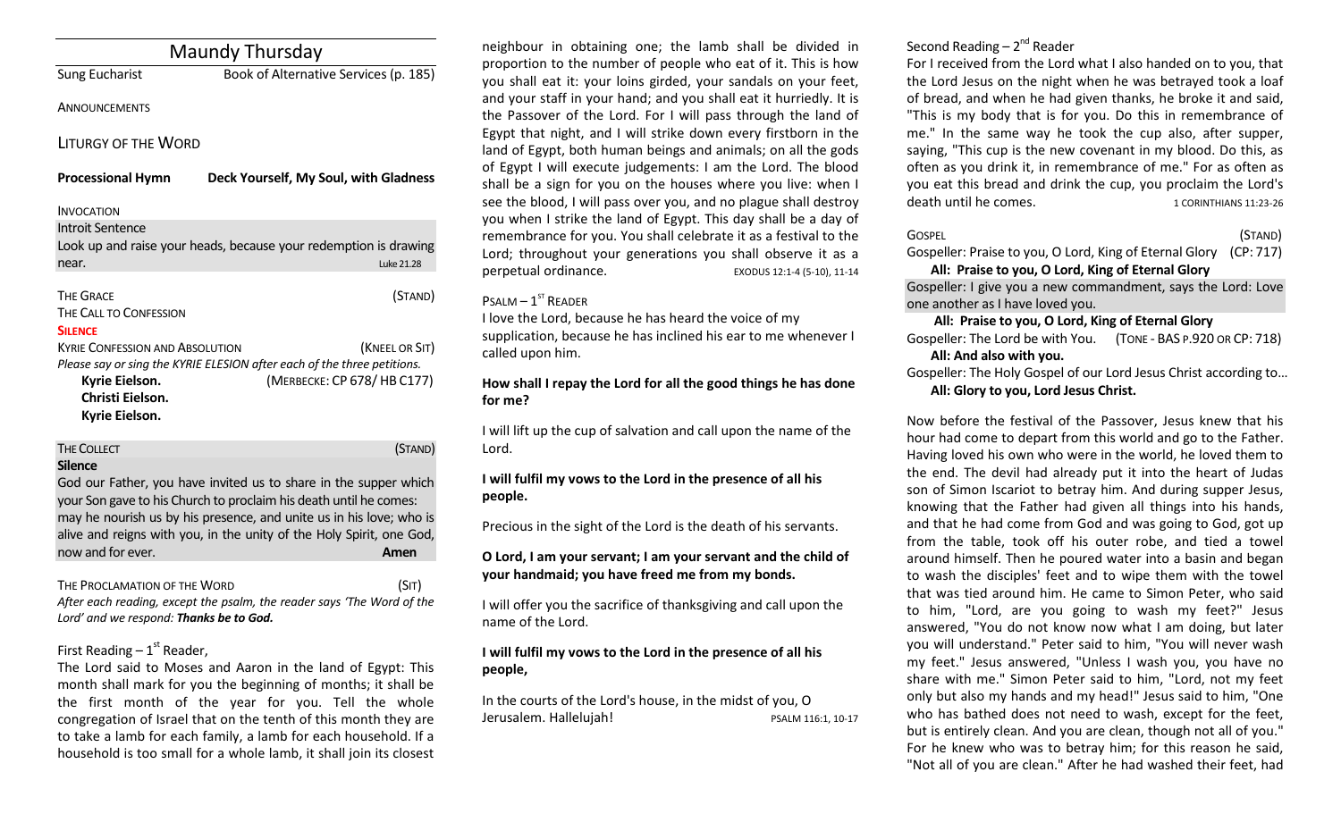# Maundy Thursday

Sung Eucharist — Book of Alternative Services (p. 185)

ANNOUNCEMENTS

## LITURGY OF THE WORD

**Processional Hymn** — **Deck Yourself, My Soul, with Gladness**

INVOCATION

Introit Sentence

Look up and raise your heads, because your redemption is drawing near. Luke 21.28

THE GRACE (STAND)

THE CALL TO CONFESSION

**SILENCE**

KYRIE CONFESSION AND ABSOLUTION (KNEEL OR SIT)

*Please say or sing the KYRIE ELESION after each of the three petitions.*

**Kyrie Eielson.** (MERBECKE: CP 678/ HB C177)
**Christi Eielson.**
**Kyrie Eielson.**

THE COLLECT (STAND)

**Silence**

God our Father, you have invited us to share in the supper which your Son gave to his Church to proclaim his death until he comes: may he nourish us by his presence, and unite us in his love; who is alive and reigns with you, in the unity of the Holy Spirit, one God, now and for ever. **Amen**

THE PROCLAMATION OF THE WORD (SIT)

*After each reading, except the psalm, the reader says 'The Word of the Lord' and we respond: **Thanks be to God.***

First Reading – 1st Reader,

The Lord said to Moses and Aaron in the land of Egypt: This month shall mark for you the beginning of months; it shall be the first month of the year for you. Tell the whole congregation of Israel that on the tenth of this month they are to take a lamb for each family, a lamb for each household. If a household is too small for a whole lamb, it shall join its closest neighbour in obtaining one; the lamb shall be divided in proportion to the number of people who eat of it. This is how you shall eat it: your loins girded, your sandals on your feet, and your staff in your hand; and you shall eat it hurriedly. It is the Passover of the Lord. For I will pass through the land of Egypt that night, and I will strike down every firstborn in the land of Egypt, both human beings and animals; on all the gods of Egypt I will execute judgements: I am the Lord. The blood shall be a sign for you on the houses where you live: when I see the blood, I will pass over you, and no plague shall destroy you when I strike the land of Egypt. This day shall be a day of remembrance for you. You shall celebrate it as a festival to the Lord; throughout your generations you shall observe it as a perpetual ordinance. EXODUS 12:1-4 (5-10), 11-14

PSALM – 1ST READER

I love the Lord, because he has heard the voice of my supplication, because he has inclined his ear to me whenever I called upon him.

**How shall I repay the Lord for all the good things he has done for me?**

I will lift up the cup of salvation and call upon the name of the Lord.

**I will fulfil my vows to the Lord in the presence of all his people.**

Precious in the sight of the Lord is the death of his servants.

**O Lord, I am your servant; I am your servant and the child of your handmaid; you have freed me from my bonds.**

I will offer you the sacrifice of thanksgiving and call upon the name of the Lord.

**I will fulfil my vows to the Lord in the presence of all his people,**

In the courts of the Lord's house, in the midst of you, O Jerusalem. Hallelujah! PSALM 116:1, 10-17

Second Reading – 2nd Reader

For I received from the Lord what I also handed on to you, that the Lord Jesus on the night when he was betrayed took a loaf of bread, and when he had given thanks, he broke it and said, "This is my body that is for you. Do this in remembrance of me." In the same way he took the cup also, after supper, saying, "This cup is the new covenant in my blood. Do this, as often as you drink it, in remembrance of me." For as often as you eat this bread and drink the cup, you proclaim the Lord's death until he comes. 1 CORINTHIANS 11:23-26

GOSPEL (STAND)

Gospeller: Praise to you, O Lord, King of Eternal Glory (CP: 717)

**All: Praise to you, O Lord, King of Eternal Glory**

Gospeller: I give you a new commandment, says the Lord: Love one another as I have loved you.

**All: Praise to you, O Lord, King of Eternal Glory**

Gospeller: The Lord be with You. (TONE - BAS P.920 OR CP: 718)

**All: And also with you.**

Gospeller: The Holy Gospel of our Lord Jesus Christ according to…

**All: Glory to you, Lord Jesus Christ.**

Now before the festival of the Passover, Jesus knew that his hour had come to depart from this world and go to the Father. Having loved his own who were in the world, he loved them to the end. The devil had already put it into the heart of Judas son of Simon Iscariot to betray him. And during supper Jesus, knowing that the Father had given all things into his hands, and that he had come from God and was going to God, got up from the table, took off his outer robe, and tied a towel around himself. Then he poured water into a basin and began to wash the disciples' feet and to wipe them with the towel that was tied around him. He came to Simon Peter, who said to him, "Lord, are you going to wash my feet?" Jesus answered, "You do not know now what I am doing, but later you will understand." Peter said to him, "You will never wash my feet." Jesus answered, "Unless I wash you, you have no share with me." Simon Peter said to him, "Lord, not my feet only but also my hands and my head!" Jesus said to him, "One who has bathed does not need to wash, except for the feet, but is entirely clean. And you are clean, though not all of you." For he knew who was to betray him; for this reason he said, "Not all of you are clean." After he had washed their feet, had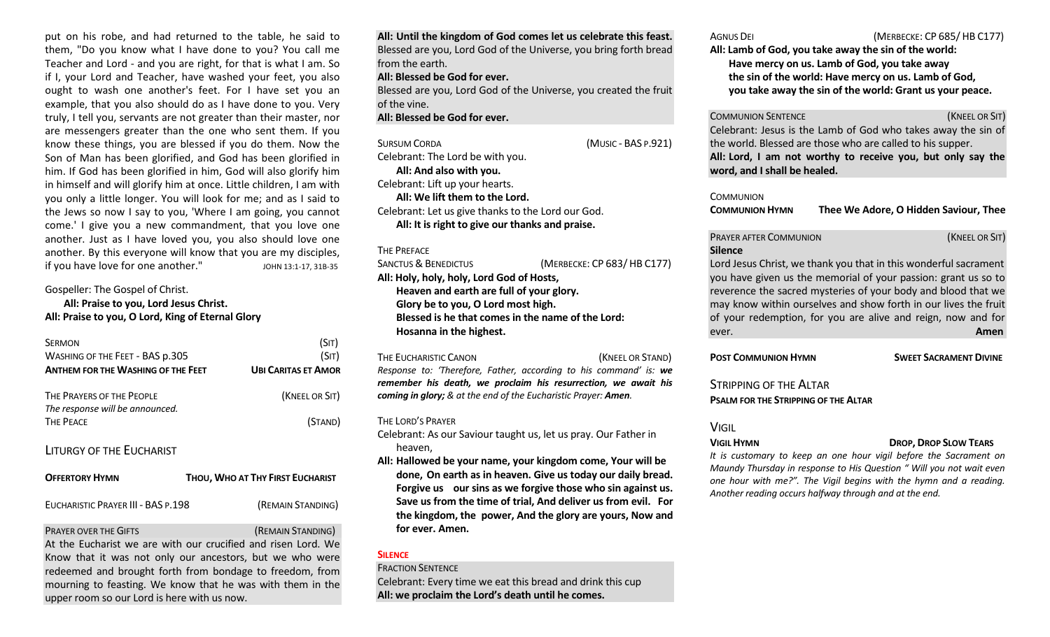put on his robe, and had returned to the table, he said to them, "Do you know what I have done to you? You call me Teacher and Lord - and you are right, for that is what I am. So if I, your Lord and Teacher, have washed your feet, you also ought to wash one another's feet. For I have set you an example, that you also should do as I have done to you. Very truly, I tell you, servants are not greater than their master, nor are messengers greater than the one who sent them. If you know these things, you are blessed if you do them. Now the Son of Man has been glorified, and God has been glorified in him. If God has been glorified in him, God will also glorify him in himself and will glorify him at once. Little children, I am with you only a little longer. You will look for me; and as I said to the Jews so now I say to you, 'Where I am going, you cannot come.' I give you a new commandment, that you love one another. Just as I have loved you, you also should love one another. By this everyone will know that you are my disciples, if you have love for one another." JOHN 13:1-17, 31B-35

Gospeller: The Gospel of Christ.

**All: Praise to you, Lord Jesus Christ.**
**All: Praise to you, O Lord, King of Eternal Glory**

SERMON (SIT)
WASHING OF THE FEET - BAS p.305 (SIT)
**ANTHEM FOR THE WASHING OF THE FEET** **UBI CARITAS ET AMOR**

THE PRAYERS OF THE PEOPLE (KNEEL OR SIT)
*The response will be announced.*
THE PEACE (STAND)

## LITURGY OF THE EUCHARIST

**OFFERTORY HYMN** **THOU, WHO AT THY FIRST EUCHARIST**

EUCHARISTIC PRAYER III - BAS P.198 (REMAIN STANDING)

PRAYER OVER THE GIFTS (REMAIN STANDING)
At the Eucharist we are with our crucified and risen Lord. We Know that it was not only our ancestors, but we who were redeemed and brought forth from bondage to freedom, from mourning to feasting. We know that he was with them in the upper room so our Lord is here with us now.

**All: Until the kingdom of God comes let us celebrate this feast.**
Blessed are you, Lord God of the Universe, you bring forth bread from the earth.
**All: Blessed be God for ever.**
Blessed are you, Lord God of the Universe, you created the fruit of the vine.
**All: Blessed be God for ever.**

SURSUM CORDA (MUSIC - BAS P.921)
Celebrant: The Lord be with you.
**All: And also with you.**
Celebrant: Lift up your hearts.
**All: We lift them to the Lord.**
Celebrant: Let us give thanks to the Lord our God.
**All: It is right to give our thanks and praise.**

THE PREFACE
SANCTUS & BENEDICTUS (MERBECKE: CP 683/ HB C177)
**All: Holy, holy, holy, Lord God of Hosts,**
**Heaven and earth are full of your glory.**
**Glory be to you, O Lord most high.**
**Blessed is he that comes in the name of the Lord:**
**Hosanna in the highest.**

THE EUCHARISTIC CANON (KNEEL OR STAND)
*Response to: 'Therefore, Father, according to his command' is:* ***we remember his death, we proclaim his resurrection, we await his coming in glory;*** *& at the end of the Eucharistic Prayer:* ***Amen****.*

THE LORD'S PRAYER
Celebrant: As our Saviour taught us, let us pray. Our Father in heaven,
**All: Hallowed be your name, your kingdom come, Your will be done, On earth as in heaven. Give us today our daily bread. Forgive us our sins as we forgive those who sin against us. Save us from the time of trial, And deliver us from evil. For the kingdom, the power, And the glory are yours, Now and for ever. Amen.**

**SILENCE**

FRACTION SENTENCE
Celebrant: Every time we eat this bread and drink this cup
**All: we proclaim the Lord's death until he comes.**

AGNUS DEI (MERBECKE: CP 685/ HB C177)
**All: Lamb of God, you take away the sin of the world:**
**Have mercy on us. Lamb of God, you take away**
**the sin of the world: Have mercy on us. Lamb of God,**
**you take away the sin of the world: Grant us your peace.**

COMMUNION SENTENCE (KNEEL OR SIT)
Celebrant: Jesus is the Lamb of God who takes away the sin of the world. Blessed are those who are called to his supper.
**All: Lord, I am not worthy to receive you, but only say the word, and I shall be healed.**

COMMUNION
**COMMUNION HYMN** **Thee We Adore, O Hidden Saviour, Thee**

PRAYER AFTER COMMUNION (KNEEL OR SIT)
**Silence**
Lord Jesus Christ, we thank you that in this wonderful sacrament you have given us the memorial of your passion: grant us so to reverence the sacred mysteries of your body and blood that we may know within ourselves and show forth in our lives the fruit of your redemption, for you are alive and reign, now and for ever. **Amen**

**POST COMMUNION HYMN** **SWEET SACRAMENT DIVINE**

## STRIPPING OF THE ALTAR

**PSALM FOR THE STRIPPING OF THE ALTAR**

## VIGIL

**VIGIL HYMN** **DROP, DROP SLOW TEARS**

*It is customary to keep an one hour vigil before the Sacrament on Maundy Thursday in response to His Question " Will you not wait even one hour with me?". The Vigil begins with the hymn and a reading. Another reading occurs halfway through and at the end.*